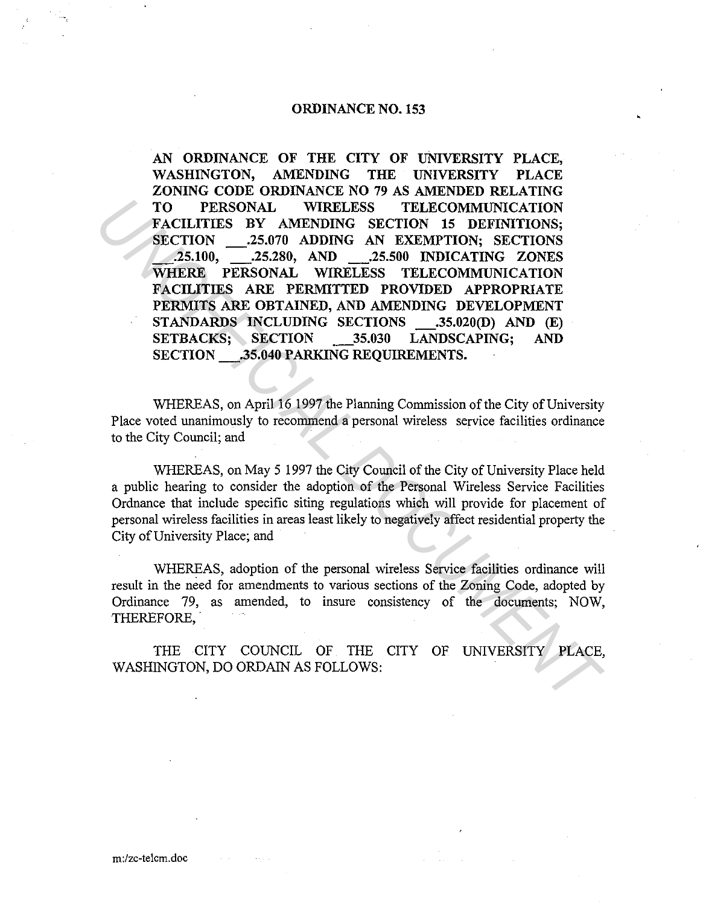# ORDINANCE NO. 153

**AN ORDINANCE OF THE CITY OF UNIVERSITY PLACE, WASHINGTON, AMENDING THE UNIVERSITY PLACE ZONING CODE ORDINANCE NO 79 AS AMENDED RELATING TO PERSONAL WIRELESS TELECOMMUNICATION FACILITIES BY AMENDING SECTION 15 DEFINITIONS; SECTION \_\_\_.25.070 ADDING AN EXEMPTION; SECTIONS \_\_\_.25.100, \_\_\_.25.280, AND \_\_\_.25.500 INDICATING ZONES WHERE PERSONAL WIRELESS TELECOMMUNICATION FACILITIES ARE PERMITTED PROVIDED APPROPRIATE PERMITS ARE OBTAINED, AND AMENDING DEVELOPMENT STANDARDS INCLUDING SECTIONS \_\_\_.35.020(D) AND (E) SETBACKS; SECTION \_\_\_35.030 LANDSCAPING; AND SECTION \_\_\_.35.040 PARKING REQUIREMENTS.**

WHEREAS, on April 16 1997 the Planning Commission of the City of University Place voted unanimously to recommend a personal wireless service facilities ordinance to the City Council; and

WHEREAS, on May 5 1997 the City Council of the City of University Place held a public hearing to consider the adoption of the Personal Wireless Service Facilities Ordnance that include specific siting regulations which will provide for placement of personal wireless facilities in areas least likely to negatively affect residential property the City of University Place; and

WHEREAS, adoption of the personal wireless Service facilities ordinance will result in the need for amendments to various sections of the Zoning Code, adopted by Ordinance 79, as amended, to insure consistency of the documents; NOW, THEREFORE,

THE CITY COUNCIL OF THE CITY OF UNIVERSITY PLACE, WASHINGTON, DO ORDAIN AS FOLLOWS:

m:/zc-telcm.doc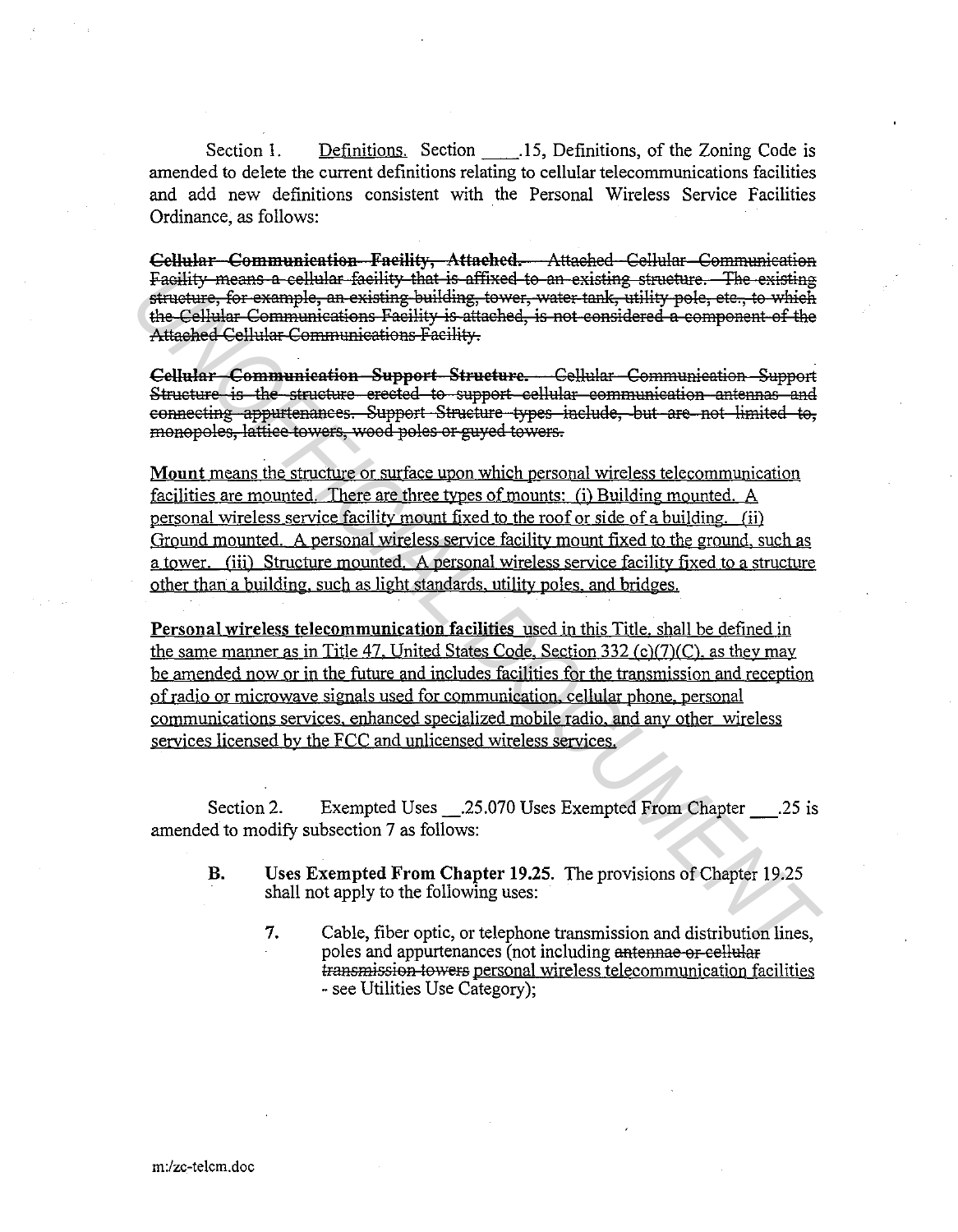Section 1. Definitions. Section \_\_\_\_.15, Definitions, of the Zoning Code is amended to delete the current definitions relating to cellular telecommunications facilities and add new definitions consistent with the Personal Wireless Service Facilities Ordinance, as follows:

~~**Cellular Communication Facility, Attached.** Attached Cellular Communication Facility means a cellular facility that is affixed to an existing structure. The existing structure, for example, an existing building, tower, water tank, utility pole, etc., to which the Cellular Communications Facility is attached, is not considered a component of the Attached Cellular Communications Facility.~~

~~**Cellular Communication Support Structure.** Cellular Communication Support Structure is the structure erected to support cellular communication antennas and connecting appurtenances. Support Structure types include, but are not limited to, monopoles, lattice towers, wood poles or guyed towers.~~

<u>**Mount** means the structure or surface upon which personal wireless telecommunication facilities are mounted. There are three types of mounts: (i) Building mounted. A personal wireless service facility mount fixed to the roof or side of a building. (ii) Ground mounted. A personal wireless service facility mount fixed to the ground, such as a tower. (iii) Structure mounted. A personal wireless service facility fixed to a structure other than a building, such as light standards, utility poles, and bridges.</u>

<u>**Personal wireless telecommunication facilities** used in this Title, shall be defined in the same manner as in Title 47, United States Code, Section 332 (c)(7)(C), as they may be amended now or in the future and includes facilities for the transmission and reception of radio or microwave signals used for communication, cellular phone, personal communications services, enhanced specialized mobile radio, and any other wireless services licensed by the FCC and unlicensed wireless services.</u>

Section 2. Exempted Uses \_\_.25.070 Uses Exempted From Chapter \_\_\_.25 is amended to modify subsection 7 as follows:

**B. Uses Exempted From Chapter 19.25.** The provisions of Chapter 19.25 shall not apply to the following uses:

7. Cable, fiber optic, or telephone transmission and distribution lines, poles and appurtenances (not including ~~antennae or cellular transmission towers~~ <u>personal wireless telecommunication facilities</u> - see Utilities Use Category);

m:/zc-telcm.doc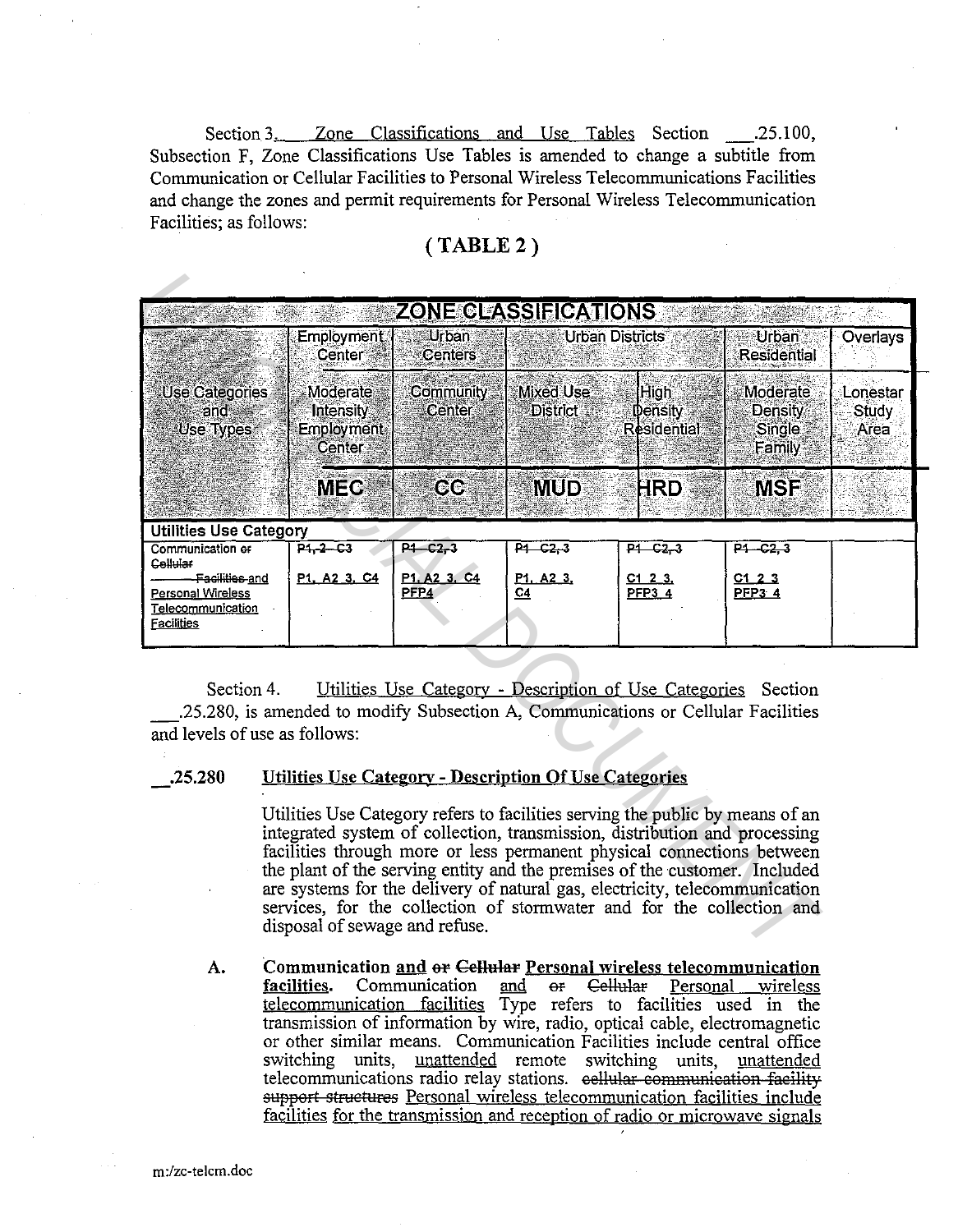Section 3. Zone Classifications and Use Tables Section \_\_\_.25.100, Subsection F, Zone Classifications Use Tables is amended to change a subtitle from Communication or Cellular Facilities to Personal Wireless Telecommunications Facilities and change the zones and permit requirements for Personal Wireless Telecommunication Facilities; as follows:

**( TABLE 2 )**

| ZONE CLASSIFICATIONS | | | | | | |
|---|---|---|---|---|---|---|
| | Employment Center | Urban Centers | Urban Districts | | Urban Residential | Overlays |
| Use Categories and Use Types | Moderate Intensity Employment Center | Community Center | Mixed Use District | High Density Residential | Moderate Density Single Family | Lonestar Study Area |
| | **MEC** | **CC** | **MUD** | **HRD** | **MSF** | |
| **Utilities Use Category** | | | | | | |
| Communication ~~or Cellular Facilities~~ and Personal Wireless Telecommunication Facilities | ~~P1, 2 C3~~ P1, A2 3, C4 | ~~P1 C2, 3~~ P1, A2 3, C4 PFP4 | ~~P1 C2, 3~~ P1, A2 3, C4 | ~~P1 C2, 3~~ C1 2 3, PFP3 4 | ~~P1 C2, 3~~ C1 2 3 PFP3 4 | |

Section 4. Utilities Use Category - Description of Use Categories Section \_\_\_.25.280, is amended to modify Subsection A, Communications or Cellular Facilities and levels of use as follows:

**\_\_.25.280 Utilities Use Category - Description Of Use Categories**

Utilities Use Category refers to facilities serving the public by means of an integrated system of collection, transmission, distribution and processing facilities through more or less permanent physical connections between the plant of the serving entity and the premises of the customer. Included are systems for the delivery of natural gas, electricity, telecommunication services, for the collection of stormwater and for the collection and disposal of sewage and refuse.

A. **Communication and ~~or Cellular~~ Personal wireless telecommunication facilities.** Communication and ~~or Cellular~~ Personal wireless telecommunication facilities Type refers to facilities used in the transmission of information by wire, radio, optical cable, electromagnetic or other similar means. Communication Facilities include central office switching units, unattended remote switching units, unattended telecommunications radio relay stations. ~~cellular communication facility support structures~~ Personal wireless telecommunication facilities include facilities for the transmission and reception of radio or microwave signals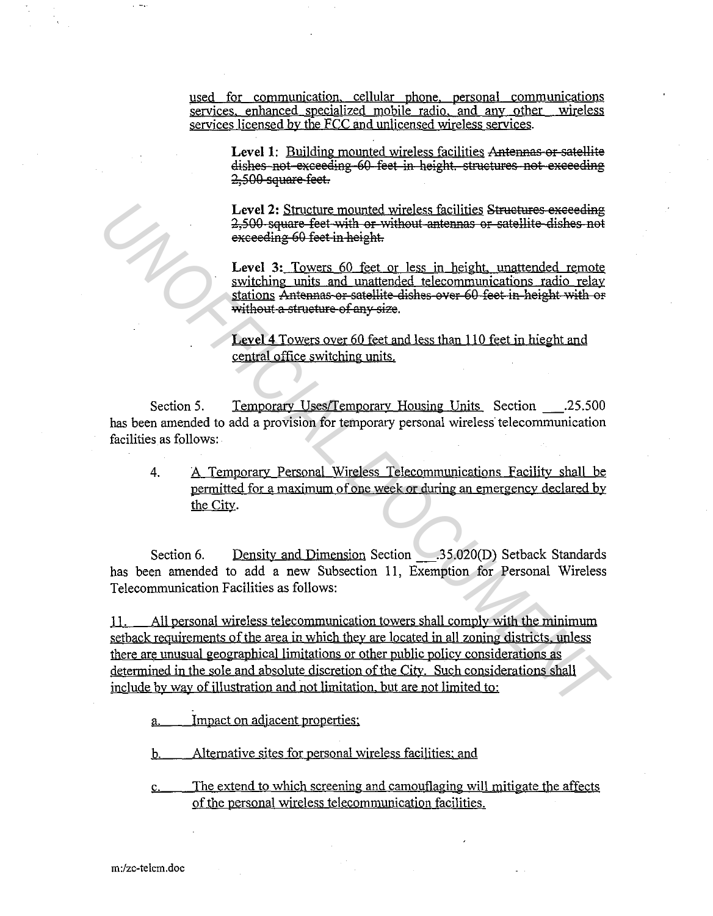used for communication, cellular phone, personal communications services, enhanced specialized mobile radio, and any other wireless services licensed by the FCC and unlicensed wireless services.

> **Level 1**: Building mounted wireless facilities ~~Antennas or satellite dishes not exceeding 60 feet in height. structures not exceeding 2,500 square feet.~~
>
> **Level 2**: Structure mounted wireless facilities ~~Structures exceeding 2,500 square feet with or without antennas or satellite dishes not exceeding 60 feet in height.~~
>
> **Level 3**: Towers 60 feet or less in height, unattended remote switching units and unattended telecommunications radio relay stations ~~Antennas or satellite dishes over 60 feet in height with or without a structure of any size.~~
>
> **Level 4** Towers over 60 feet and less than 110 feet in hieght and central office switching units.

Section 5. Temporary Uses/Temporary Housing Units Section ___.25.500 has been amended to add a provision for temporary personal wireless telecommunication facilities as follows:

4. A Temporary Personal Wireless Telecommunications Facility shall be permitted for a maximum of one week or during an emergency declared by the City.

Section 6. Density and Dimension Section ___.35.020(D) Setback Standards has been amended to add a new Subsection 11, Exemption for Personal Wireless Telecommunication Facilities as follows:

11. All personal wireless telecommunication towers shall comply with the minimum setback requirements of the area in which they are located in all zoning districts, unless there are unusual geographical limitations or other public policy considerations as determined in the sole and absolute discretion of the City. Such considerations shall include by way of illustration and not limitation, but are not limited to:

a. Impact on adjacent properties;

b. Alternative sites for personal wireless facilities; and

c. The extend to which screening and camouflaging will mitigate the affects of the personal wireless telecommunication facilities.

m:/zc-telcm.doc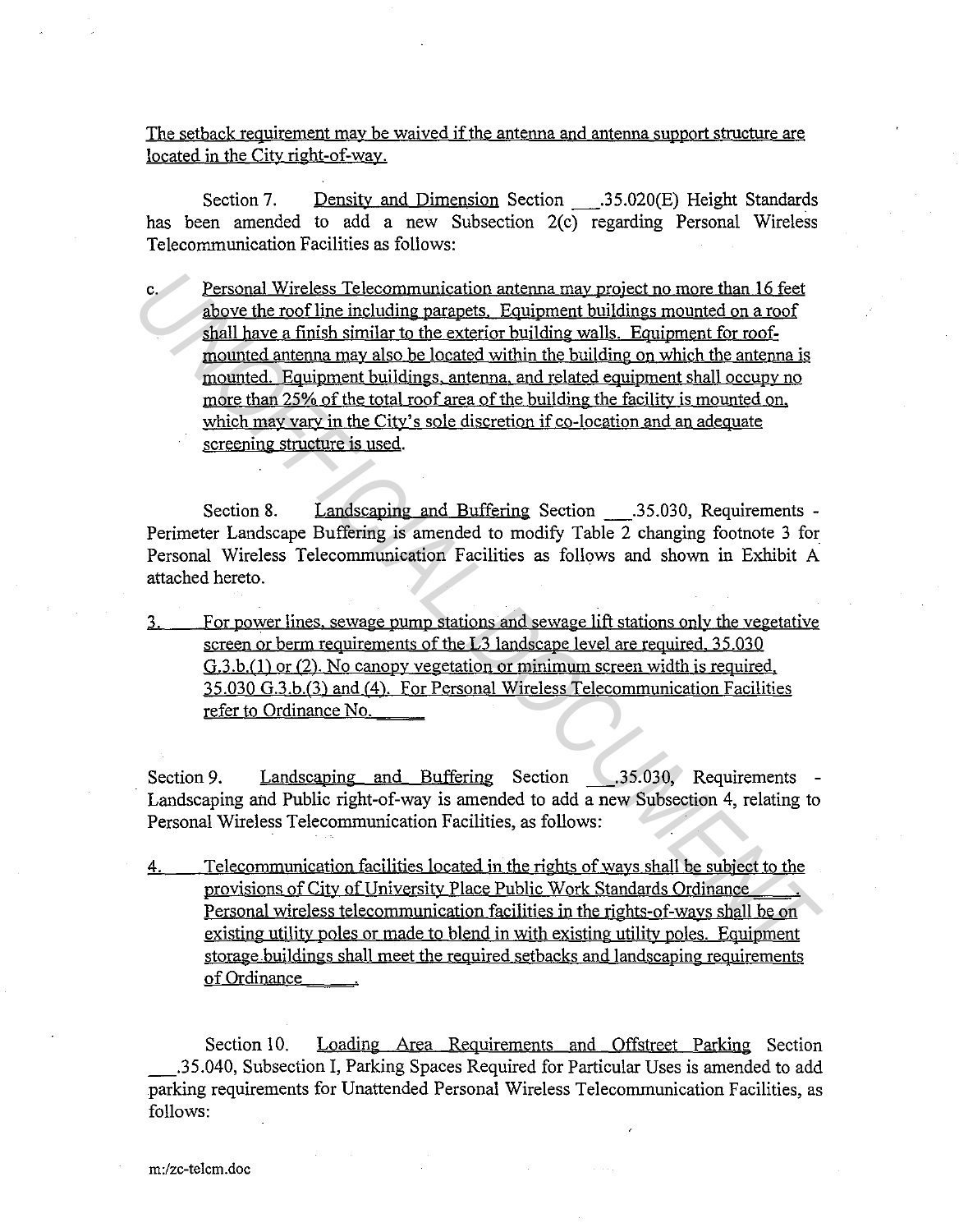The setback requirement may be waived if the antenna and antenna support structure are located in the City right-of-way.

Section 7. Density and Dimension Section ___.35.020(E) Height Standards has been amended to add a new Subsection 2(c) regarding Personal Wireless Telecommunication Facilities as follows:

c. Personal Wireless Telecommunication antenna may project no more than 16 feet above the roof line including parapets. Equipment buildings mounted on a roof shall have a finish similar to the exterior building walls. Equipment for roof-mounted antenna may also be located within the building on which the antenna is mounted. Equipment buildings, antenna, and related equipment shall occupy no more than 25% of the total roof area of the building the facility is mounted on, which may vary in the City's sole discretion if co-location and an adequate screening structure is used.

Section 8. Landscaping and Buffering Section ___.35.030, Requirements - Perimeter Landscape Buffering is amended to modify Table 2 changing footnote 3 for Personal Wireless Telecommunication Facilities as follows and shown in Exhibit A attached hereto.

3. For power lines, sewage pump stations and sewage lift stations only the vegetative screen or berm requirements of the L3 landscape level are required, 35.030 G.3.b.(1) or (2). No canopy vegetation or minimum screen width is required, 35.030 G.3.b.(3) and (4). For Personal Wireless Telecommunication Facilities refer to Ordinance No. _____

Section 9. Landscaping and Buffering Section ___.35.030, Requirements - Landscaping and Public right-of-way is amended to add a new Subsection 4, relating to Personal Wireless Telecommunication Facilities, as follows:

4. Telecommunication facilities located in the rights of ways shall be subject to the provisions of City of University Place Public Work Standards Ordinance _____. Personal wireless telecommunication facilities in the rights-of-ways shall be on existing utility poles or made to blend in with existing utility poles. Equipment storage buildings shall meet the required setbacks and landscaping requirements of Ordinance _____.

Section 10. Loading Area Requirements and Offstreet Parking Section ___.35.040, Subsection I, Parking Spaces Required for Particular Uses is amended to add parking requirements for Unattended Personal Wireless Telecommunication Facilities, as follows:

m:/zc-telcm.doc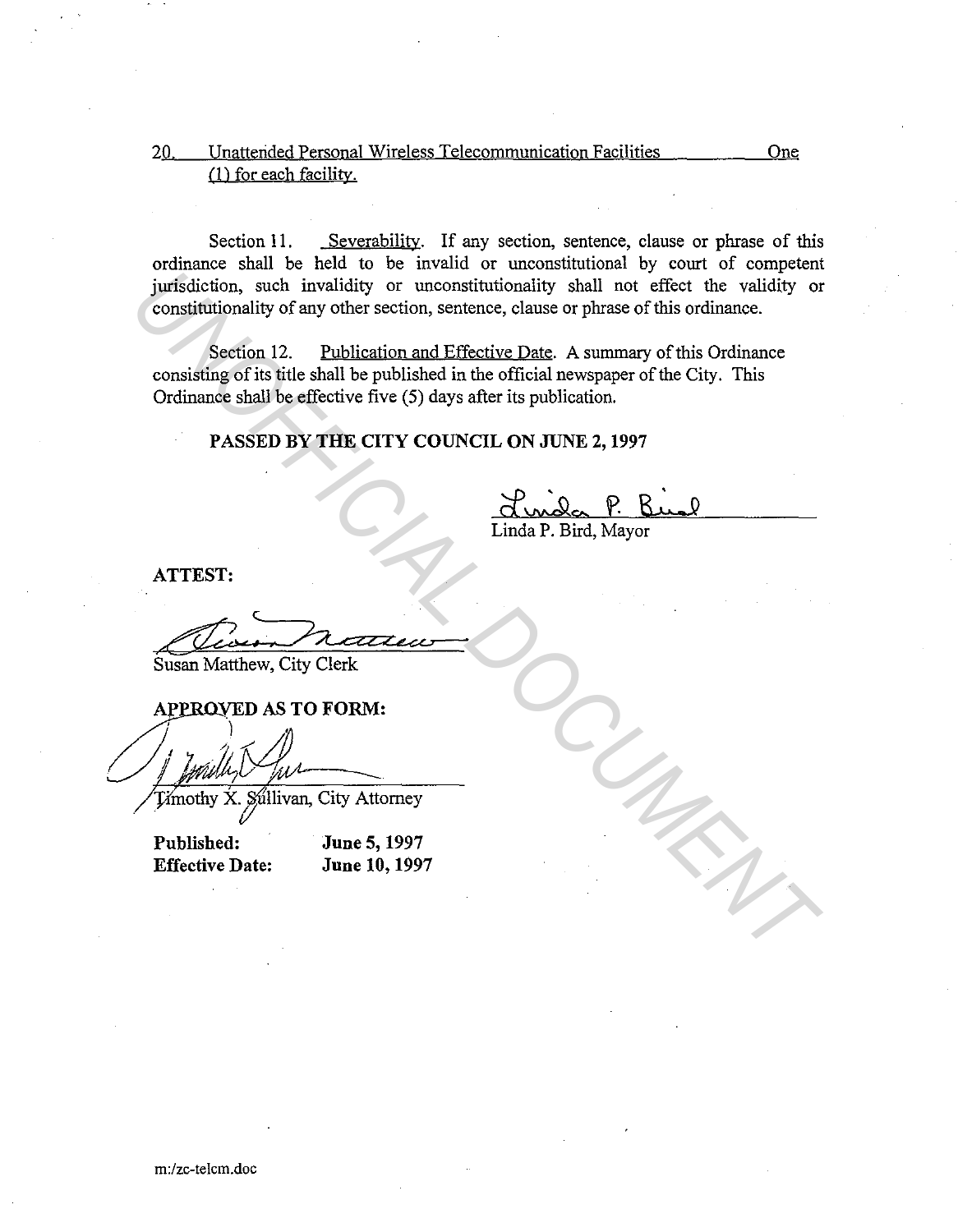20. Unattended Personal Wireless Telecommunication Facilities One (1) for each facility.

Section 11. Severability. If any section, sentence, clause or phrase of this ordinance shall be held to be invalid or unconstitutional by court of competent jurisdiction, such invalidity or unconstitutionality shall not effect the validity or constitutionality of any other section, sentence, clause or phrase of this ordinance.

Section 12. Publication and Effective Date. A summary of this Ordinance consisting of its title shall be published in the official newspaper of the City. This Ordinance shall be effective five (5) days after its publication.

**PASSED BY THE CITY COUNCIL ON JUNE 2, 1997**

Linda P. Bird, Mayor

**ATTEST:**

Susan Matthew, City Clerk

**APPROVED AS TO FORM:**

Timothy X. Sullivan, City Attorney

**Published:** **June 5, 1997**
**Effective Date:** **June 10, 1997**

m:/zc-telcm.doc